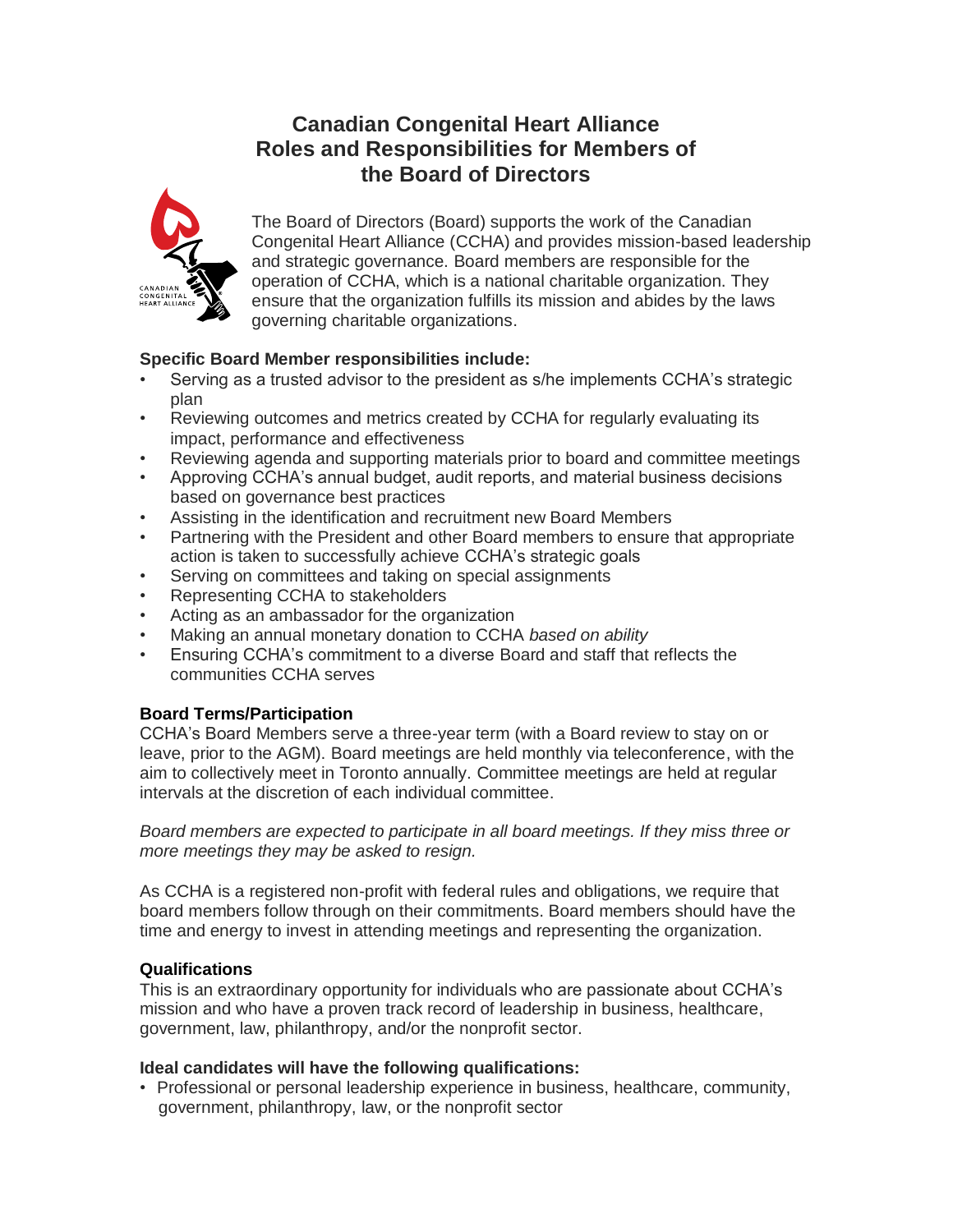# Canadian Congenital Heart Alliance Roles and Responsibilities for Members of the Board of Directors

The Board of Directors (Board) supports the work of the Canadian Congenital Heart Alliance (CCHA) and provides mission-based leadership and strategic governance. Board members are responsible for the operation of CCHA, which is a national charitable organization. They ensure that the organization fulfills its mission and abides by the laws governing charitable organizations.

**Specific Board Member responsibilities include:**

- Serving as a trusted advisor to the president as s/he implements CCHA's strategic plan
- Reviewing outcomes and metrics created by CCHA for regularly evaluating its impact, performance and effectiveness
- Reviewing agenda and supporting materials prior to board and committee meetings
- Approving CCHA's annual budget, audit reports, and material business decisions based on governance best practices
- Assisting in the identification and recruitment new Board Members
- Partnering with the President and other Board members to ensure that appropriate action is taken to successfully achieve CCHA's strategic goals
- Serving on committees and taking on special assignments
- Representing CCHA to stakeholders
- Acting as an ambassador for the organization
- Making an annual monetary donation to CCHA *based on ability*
- Ensuring CCHA's commitment to a diverse Board and staff that reflects the communities CCHA serves

**Board Terms/Participation**

CCHA's Board Members serve a three-year term (with a Board review to stay on or leave, prior to the AGM). Board meetings are held monthly via teleconference, with the aim to collectively meet in Toronto annually. Committee meetings are held at regular intervals at the discretion of each individual committee.

*Board members are expected to participate in all board meetings. If they miss three or more meetings they may be asked to resign.*

As CCHA is a registered non-profit with federal rules and obligations, we require that board members follow through on their commitments. Board members should have the time and energy to invest in attending meetings and representing the organization.

**Qualifications**

This is an extraordinary opportunity for individuals who are passionate about CCHA's mission and who have a proven track record of leadership in business, healthcare, government, law, philanthropy, and/or the nonprofit sector.

**Ideal candidates will have the following qualifications:**

- Professional or personal leadership experience in business, healthcare, community, government, philanthropy, law, or the nonprofit sector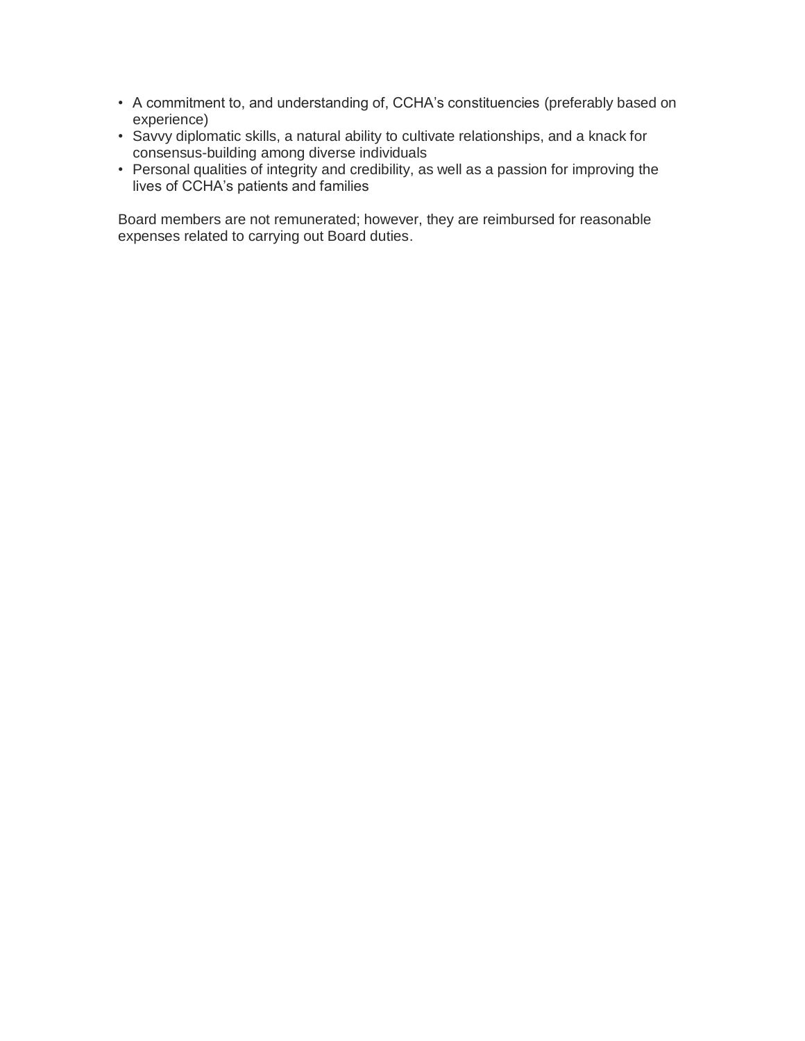- A commitment to, and understanding of, CCHA's constituencies (preferably based on experience)
- Savvy diplomatic skills, a natural ability to cultivate relationships, and a knack for consensus-building among diverse individuals
- Personal qualities of integrity and credibility, as well as a passion for improving the lives of CCHA's patients and families

Board members are not remunerated; however, they are reimbursed for reasonable expenses related to carrying out Board duties.